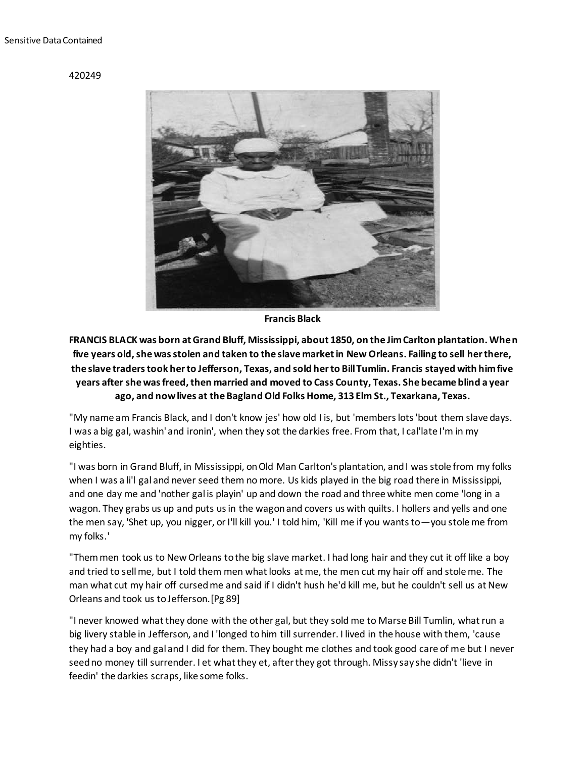Sensitive Data Contained

420249

Francis Black

**FRANCIS BLACK was born at Grand Bluff, Mississippi, about 1850, on the Jim Carlton plantation. When five years old, she was stolen and taken to the slave market in New Orleans. Failing to sell her there, the slave traders took her to Jefferson, Texas, and sold her to Bill Tumlin. Francis stayed with him five years after she was freed, then married and moved to Cass County, Texas. She became blind a year ago, and now lives at the Bagland Old Folks Home, 313 Elm St., Texarkana, Texas.**

"My name am Francis Black, and I don't know jes' how old I is, but 'members lots 'bout them slave days. I was a big gal, washin' and ironin', when they sot the darkies free. From that, I cal'late I'm in my eighties.

"I was born in Grand Bluff, in Mississippi, on Old Man Carlton's plantation, and I was stole from my folks when I was a li'l gal and never seed them no more. Us kids played in the big road there in Mississippi, and one day me and 'nother gal is playin' up and down the road and three white men come 'long in a wagon. They grabs us up and puts us in the wagon and covers us with quilts. I hollers and yells and one the men say, 'Shet up, you nigger, or I'll kill you.' I told him, 'Kill me if you wants to—you stole me from my folks.'

"Them men took us to New Orleans to the big slave market. I had long hair and they cut it off like a boy and tried to sell me, but I told them men what looks at me, the men cut my hair off and stole me. The man what cut my hair off cursed me and said if I didn't hush he'd kill me, but he couldn't sell us at New Orleans and took us to Jefferson. [Pg 89]

"I never knowed what they done with the other gal, but they sold me to Marse Bill Tumlin, what run a big livery stable in Jefferson, and I 'longed to him till surrender. I lived in the house with them, 'cause they had a boy and gal and I did for them. They bought me clothes and took good care of me but I never seed no money till surrender. I et what they et, after they got through. Missy say she didn't 'lieve in feedin' the darkies scraps, like some folks.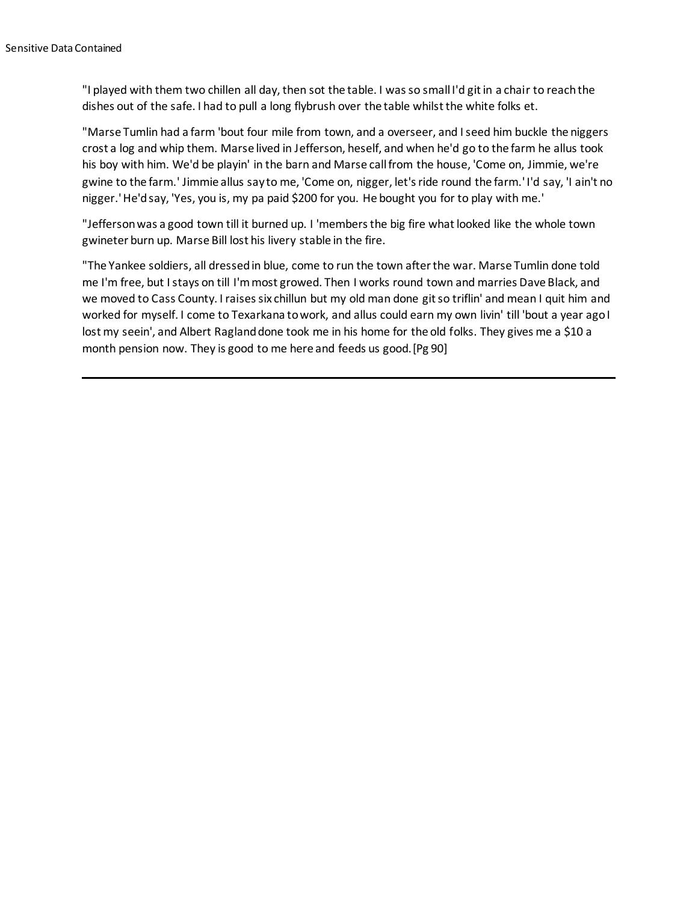"I played with them two chillen all day, then sot the table. I was so small I'd git in a chair to reach the dishes out of the safe. I had to pull a long flybrush over the table whilst the white folks et.

"Marse Tumlin had a farm 'bout four mile from town, and a overseer, and I seed him buckle the niggers crost a log and whip them. Marse lived in Jefferson, heself, and when he'd go to the farm he allus took his boy with him. We'd be playin' in the barn and Marse call from the house, 'Come on, Jimmie, we're gwine to the farm.' Jimmie allus say to me, 'Come on, nigger, let's ride round the farm.' I'd say, 'I ain't no nigger.' He'd say, 'Yes, you is, my pa paid $200 for you. He bought you for to play with me.'

"Jefferson was a good town till it burned up. I 'members the big fire what looked like the whole town gwineter burn up. Marse Bill lost his livery stable in the fire.

"The Yankee soldiers, all dressed in blue, come to run the town after the war. Marse Tumlin done told me I'm free, but I stays on till I'm most growed. Then I works round town and marries Dave Black, and we moved to Cass County. I raises six chillun but my old man done git so triflin' and mean I quit him and worked for myself. I come to Texarkana to work, and allus could earn my own livin' till 'bout a year ago I lost my seein', and Albert Ragland done took me in his home for the old folks. They gives me a $10 a month pension now. They is good to me here and feeds us good. [Pg 90]

---